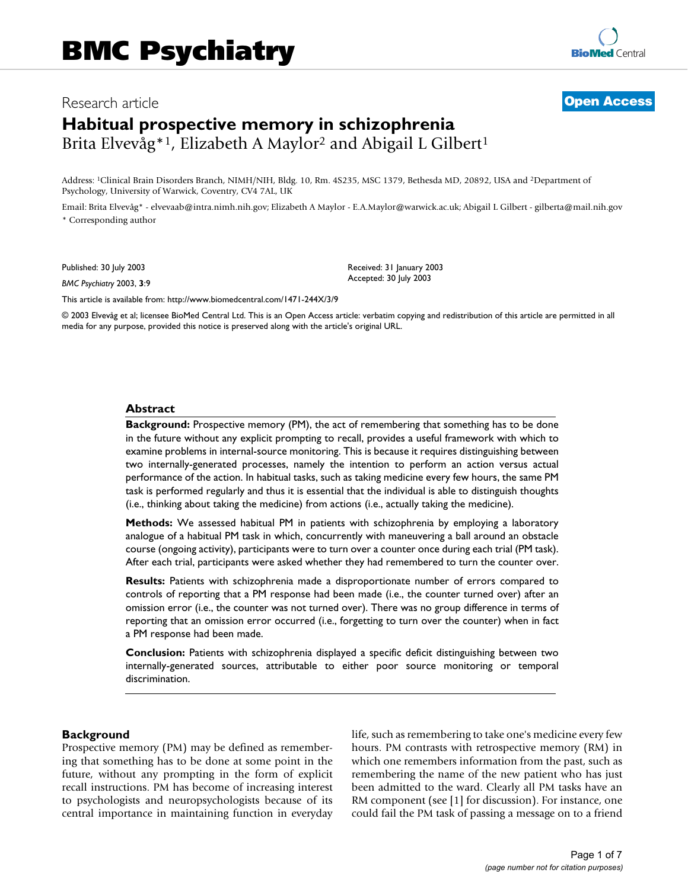# BMC Psychiatry

Research article

**Open Access**

# Habitual prospective memory in schizophrenia

Brita Elvevåg*[1], Elizabeth A Maylor[2] and Abigail L Gilbert[1]

Address: [1]Clinical Brain Disorders Branch, NIMH/NIH, Bldg. 10, Rm. 4S235, MSC 1379, Bethesda MD, 20892, USA and [2]Department of Psychology, University of Warwick, Coventry, CV4 7AL, UK

Email: Brita Elvevåg* - elvevaab@intra.nimh.nih.gov; Elizabeth A Maylor - E.A.Maylor@warwick.ac.uk; Abigail L Gilbert - gilberta@mail.nih.gov

\* Corresponding author

Published: 30 July 2003

*BMC Psychiatry* 2003, **3**:9

Received: 31 January 2003
Accepted: 30 July 2003

This article is available from: http://www.biomedcentral.com/1471-244X/3/9

© 2003 Elvevåg et al; licensee BioMed Central Ltd. This is an Open Access article: verbatim copying and redistribution of this article are permitted in all media for any purpose, provided this notice is preserved along with the article's original URL.

## Abstract

**Background:** Prospective memory (PM), the act of remembering that something has to be done in the future without any explicit prompting to recall, provides a useful framework with which to examine problems in internal-source monitoring. This is because it requires distinguishing between two internally-generated processes, namely the intention to perform an action versus actual performance of the action. In habitual tasks, such as taking medicine every few hours, the same PM task is performed regularly and thus it is essential that the individual is able to distinguish thoughts (i.e., thinking about taking the medicine) from actions (i.e., actually taking the medicine).

**Methods:** We assessed habitual PM in patients with schizophrenia by employing a laboratory analogue of a habitual PM task in which, concurrently with maneuvering a ball around an obstacle course (ongoing activity), participants were to turn over a counter once during each trial (PM task). After each trial, participants were asked whether they had remembered to turn the counter over.

**Results:** Patients with schizophrenia made a disproportionate number of errors compared to controls of reporting that a PM response had been made (i.e., the counter turned over) after an omission error (i.e., the counter was not turned over). There was no group difference in terms of reporting that an omission error occurred (i.e., forgetting to turn over the counter) when in fact a PM response had been made.

**Conclusion:** Patients with schizophrenia displayed a specific deficit distinguishing between two internally-generated sources, attributable to either poor source monitoring or temporal discrimination.

## Background

Prospective memory (PM) may be defined as remembering that something has to be done at some point in the future, without any prompting in the form of explicit recall instructions. PM has become of increasing interest to psychologists and neuropsychologists because of its central importance in maintaining function in everyday life, such as remembering to take one's medicine every few hours. PM contrasts with retrospective memory (RM) in which one remembers information from the past, such as remembering the name of the new patient who has just been admitted to the ward. Clearly all PM tasks have an RM component (see [1] for discussion). For instance, one could fail the PM task of passing a message on to a friend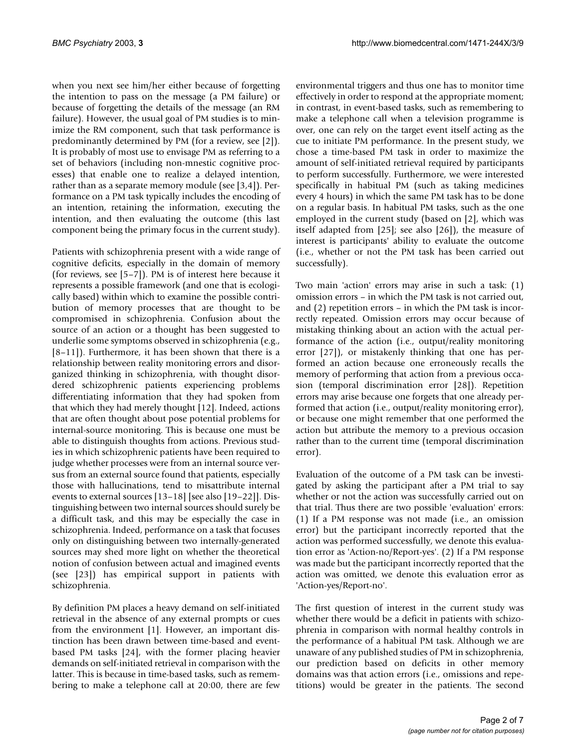when you next see him/her either because of forgetting the intention to pass on the message (a PM failure) or because of forgetting the details of the message (an RM failure). However, the usual goal of PM studies is to minimize the RM component, such that task performance is predominantly determined by PM (for a review, see [2]). It is probably of most use to envisage PM as referring to a set of behaviors (including non-mnestic cognitive processes) that enable one to realize a delayed intention, rather than as a separate memory module (see [3,4]). Performance on a PM task typically includes the encoding of an intention, retaining the information, executing the intention, and then evaluating the outcome (this last component being the primary focus in the current study).

Patients with schizophrenia present with a wide range of cognitive deficits, especially in the domain of memory (for reviews, see [5–7]). PM is of interest here because it represents a possible framework (and one that is ecologically based) within which to examine the possible contribution of memory processes that are thought to be compromised in schizophrenia. Confusion about the source of an action or a thought has been suggested to underlie some symptoms observed in schizophrenia (e.g., [8–11]). Furthermore, it has been shown that there is a relationship between reality monitoring errors and disorganized thinking in schizophrenia, with thought disordered schizophrenic patients experiencing problems differentiating information that they had spoken from that which they had merely thought [12]. Indeed, actions that are often thought about pose potential problems for internal-source monitoring. This is because one must be able to distinguish thoughts from actions. Previous studies in which schizophrenic patients have been required to judge whether processes were from an internal source versus from an external source found that patients, especially those with hallucinations, tend to misattribute internal events to external sources [13–18] [see also [19–22]]. Distinguishing between two internal sources should surely be a difficult task, and this may be especially the case in schizophrenia. Indeed, performance on a task that focuses only on distinguishing between two internally-generated sources may shed more light on whether the theoretical notion of confusion between actual and imagined events (see [23]) has empirical support in patients with schizophrenia.

By definition PM places a heavy demand on self-initiated retrieval in the absence of any external prompts or cues from the environment [1]. However, an important distinction has been drawn between time-based and event-based PM tasks [24], with the former placing heavier demands on self-initiated retrieval in comparison with the latter. This is because in time-based tasks, such as remembering to make a telephone call at 20:00, there are few environmental triggers and thus one has to monitor time effectively in order to respond at the appropriate moment; in contrast, in event-based tasks, such as remembering to make a telephone call when a television programme is over, one can rely on the target event itself acting as the cue to initiate PM performance. In the present study, we chose a time-based PM task in order to maximize the amount of self-initiated retrieval required by participants to perform successfully. Furthermore, we were interested specifically in habitual PM (such as taking medicines every 4 hours) in which the same PM task has to be done on a regular basis. In habitual PM tasks, such as the one employed in the current study (based on [2], which was itself adapted from [25]; see also [26]), the measure of interest is participants' ability to evaluate the outcome (i.e., whether or not the PM task has been carried out successfully).

Two main 'action' errors may arise in such a task: (1) omission errors – in which the PM task is not carried out, and (2) repetition errors – in which the PM task is incorrectly repeated. Omission errors may occur because of mistaking thinking about an action with the actual performance of the action (i.e., output/reality monitoring error [27]), or mistakenly thinking that one has performed an action because one erroneously recalls the memory of performing that action from a previous occasion (temporal discrimination error [28]). Repetition errors may arise because one forgets that one already performed that action (i.e., output/reality monitoring error), or because one might remember that one performed the action but attribute the memory to a previous occasion rather than to the current time (temporal discrimination error).

Evaluation of the outcome of a PM task can be investigated by asking the participant after a PM trial to say whether or not the action was successfully carried out on that trial. Thus there are two possible 'evaluation' errors: (1) If a PM response was not made (i.e., an omission error) but the participant incorrectly reported that the action was performed successfully, we denote this evaluation error as 'Action-no/Report-yes'. (2) If a PM response was made but the participant incorrectly reported that the action was omitted, we denote this evaluation error as 'Action-yes/Report-no'.

The first question of interest in the current study was whether there would be a deficit in patients with schizophrenia in comparison with normal healthy controls in the performance of a habitual PM task. Although we are unaware of any published studies of PM in schizophrenia, our prediction based on deficits in other memory domains was that action errors (i.e., omissions and repetitions) would be greater in the patients. The second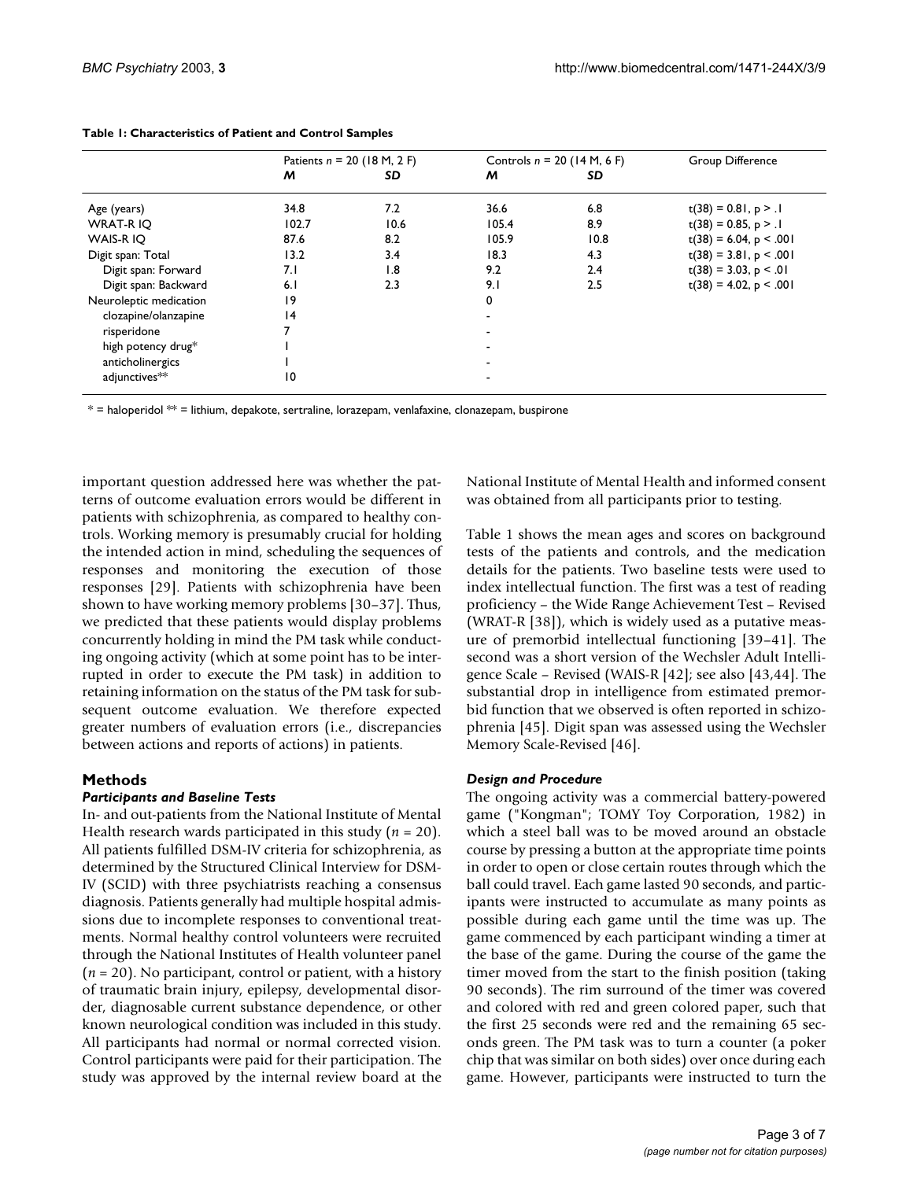**Table 1: Characteristics of Patient and Control Samples**

| | Patients $n$ = 20 (18 M, 2 F) | | Controls $n$ = 20 (14 M, 6 F) | | Group Difference |
|---|---|---|---|---|---|
| | *M* | *SD* | *M* | *SD* | |
| Age (years) | 34.8 | 7.2 | 36.6 | 6.8 | $t(38) = 0.81, p > .1$ |
| WRAT-R IQ | 102.7 | 10.6 | 105.4 | 8.9 | $t(38) = 0.85, p > .1$ |
| WAIS-R IQ | 87.6 | 8.2 | 105.9 | 10.8 | $t(38) = 6.04, p < .001$ |
| Digit span: Total | 13.2 | 3.4 | 18.3 | 4.3 | $t(38) = 3.81, p < .001$ |
| Digit span: Forward | 7.1 | 1.8 | 9.2 | 2.4 | $t(38) = 3.03, p < .01$ |
| Digit span: Backward | 6.1 | 2.3 | 9.1 | 2.5 | $t(38) = 4.02, p < .001$ |
| Neuroleptic medication | 19 | | 0 | | |
| clozapine/olanzapine | 14 | | - | | |
| risperidone | 7 | | - | | |
| high potency drug* | 1 | | - | | |
| anticholinergics | 1 | | - | | |
| adjunctives** | 10 | | - | | |

* = haloperidol ** = lithium, depakote, sertraline, lorazepam, venlafaxine, clonazepam, buspirone

important question addressed here was whether the patterns of outcome evaluation errors would be different in patients with schizophrenia, as compared to healthy controls. Working memory is presumably crucial for holding the intended action in mind, scheduling the sequences of responses and monitoring the execution of those responses [29]. Patients with schizophrenia have been shown to have working memory problems [30–37]. Thus, we predicted that these patients would display problems concurrently holding in mind the PM task while conducting ongoing activity (which at some point has to be interrupted in order to execute the PM task) in addition to retaining information on the status of the PM task for subsequent outcome evaluation. We therefore expected greater numbers of evaluation errors (i.e., discrepancies between actions and reports of actions) in patients.

## Methods

### Participants and Baseline Tests

In- and out-patients from the National Institute of Mental Health research wards participated in this study ($n$ = 20). All patients fulfilled DSM-IV criteria for schizophrenia, as determined by the Structured Clinical Interview for DSM-IV (SCID) with three psychiatrists reaching a consensus diagnosis. Patients generally had multiple hospital admissions due to incomplete responses to conventional treatments. Normal healthy control volunteers were recruited through the National Institutes of Health volunteer panel ($n$ = 20). No participant, control or patient, with a history of traumatic brain injury, epilepsy, developmental disorder, diagnosable current substance dependence, or other known neurological condition was included in this study. All participants had normal or normal corrected vision. Control participants were paid for their participation. The study was approved by the internal review board at the National Institute of Mental Health and informed consent was obtained from all participants prior to testing.

Table 1 shows the mean ages and scores on background tests of the patients and controls, and the medication details for the patients. Two baseline tests were used to index intellectual function. The first was a test of reading proficiency – the Wide Range Achievement Test – Revised (WRAT-R [38]), which is widely used as a putative measure of premorbid intellectual functioning [39–41]. The second was a short version of the Wechsler Adult Intelligence Scale – Revised (WAIS-R [42]; see also [43,44]. The substantial drop in intelligence from estimated premorbid function that we observed is often reported in schizophrenia [45]. Digit span was assessed using the Wechsler Memory Scale-Revised [46].

### Design and Procedure

The ongoing activity was a commercial battery-powered game ("Kongman"; TOMY Toy Corporation, 1982) in which a steel ball was to be moved around an obstacle course by pressing a button at the appropriate time points in order to open or close certain routes through which the ball could travel. Each game lasted 90 seconds, and participants were instructed to accumulate as many points as possible during each game until the time was up. The game commenced by each participant winding a timer at the base of the game. During the course of the game the timer moved from the start to the finish position (taking 90 seconds). The rim surround of the timer was covered and colored with red and green colored paper, such that the first 25 seconds were red and the remaining 65 seconds green. The PM task was to turn a counter (a poker chip that was similar on both sides) over once during each game. However, participants were instructed to turn the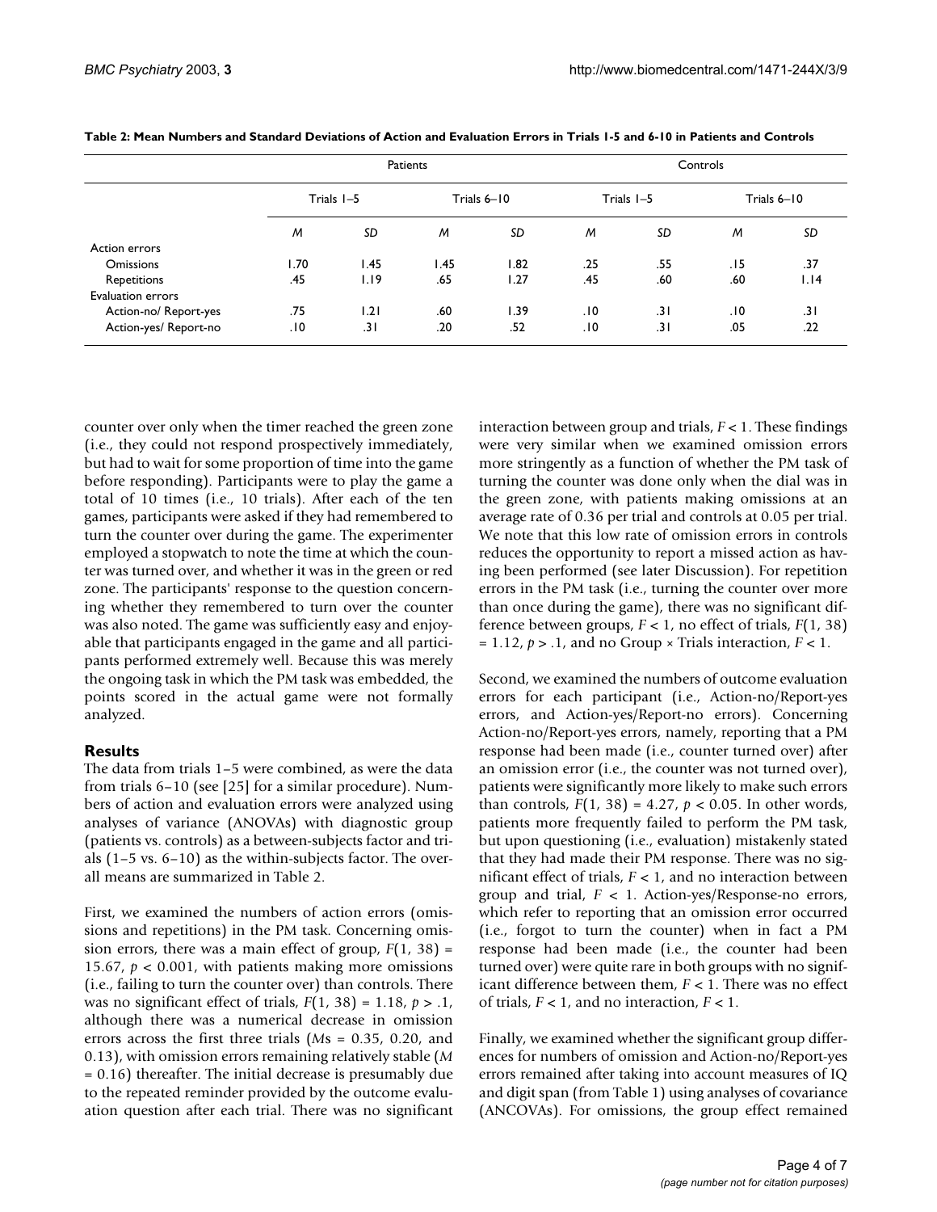**Table 2: Mean Numbers and Standard Deviations of Action and Evaluation Errors in Trials 1-5 and 6-10 in Patients and Controls**

| | Patients | | | | Controls | | | |
|---|---|---|---|---|---|---|---|---|
| | Trials 1–5 | | Trials 6–10 | | Trials 1–5 | | Trials 6–10 | |
| | *M* | *SD* | *M* | *SD* | *M* | *SD* | *M* | *SD* |
| Action errors | | | | | | | | |
| Omissions | 1.70 | 1.45 | 1.45 | 1.82 | .25 | .55 | .15 | .37 |
| Repetitions | .45 | 1.19 | .65 | 1.27 | .45 | .60 | .60 | 1.14 |
| Evaluation errors | | | | | | | | |
| Action-no/ Report-yes | .75 | 1.21 | .60 | 1.39 | .10 | .31 | .10 | .31 |
| Action-yes/ Report-no | .10 | .31 | .20 | .52 | .10 | .31 | .05 | .22 |

counter over only when the timer reached the green zone (i.e., they could not respond prospectively immediately, but had to wait for some proportion of time into the game before responding). Participants were to play the game a total of 10 times (i.e., 10 trials). After each of the ten games, participants were asked if they had remembered to turn the counter over during the game. The experimenter employed a stopwatch to note the time at which the counter was turned over, and whether it was in the green or red zone. The participants' response to the question concerning whether they remembered to turn over the counter was also noted. The game was sufficiently easy and enjoyable that participants engaged in the game and all participants performed extremely well. Because this was merely the ongoing task in which the PM task was embedded, the points scored in the actual game were not formally analyzed.

## Results

The data from trials 1–5 were combined, as were the data from trials 6–10 (see [25] for a similar procedure). Numbers of action and evaluation errors were analyzed using analyses of variance (ANOVAs) with diagnostic group (patients vs. controls) as a between-subjects factor and trials (1–5 vs. 6–10) as the within-subjects factor. The overall means are summarized in Table 2.

First, we examined the numbers of action errors (omissions and repetitions) in the PM task. Concerning omission errors, there was a main effect of group, $F(1, 38) = 15.67$, $p < 0.001$, with patients making more omissions (i.e., failing to turn the counter over) than controls. There was no significant effect of trials, $F(1, 38) = 1.18$, $p > .1$, although there was a numerical decrease in omission errors across the first three trials (*M*s = 0.35, 0.20, and 0.13), with omission errors remaining relatively stable (*M* = 0.16) thereafter. The initial decrease is presumably due to the repeated reminder provided by the outcome evaluation question after each trial. There was no significant interaction between group and trials, $F < 1$. These findings were very similar when we examined omission errors more stringently as a function of whether the PM task of turning the counter was done only when the dial was in the green zone, with patients making omissions at an average rate of 0.36 per trial and controls at 0.05 per trial. We note that this low rate of omission errors in controls reduces the opportunity to report a missed action as having been performed (see later Discussion). For repetition errors in the PM task (i.e., turning the counter over more than once during the game), there was no significant difference between groups, $F < 1$, no effect of trials, $F(1, 38) = 1.12$, $p > .1$, and no Group × Trials interaction, $F < 1$.

Second, we examined the numbers of outcome evaluation errors for each participant (i.e., Action-no/Report-yes errors, and Action-yes/Report-no errors). Concerning Action-no/Report-yes errors, namely, reporting that a PM response had been made (i.e., counter turned over) after an omission error (i.e., the counter was not turned over), patients were significantly more likely to make such errors than controls, $F(1, 38) = 4.27$, $p < 0.05$. In other words, patients more frequently failed to perform the PM task, but upon questioning (i.e., evaluation) mistakenly stated that they had made their PM response. There was no significant effect of trials, $F < 1$, and no interaction between group and trial, $F < 1$. Action-yes/Response-no errors, which refer to reporting that an omission error occurred (i.e., forgot to turn the counter) when in fact a PM response had been made (i.e., the counter had been turned over) were quite rare in both groups with no significant difference between them, $F < 1$. There was no effect of trials, $F < 1$, and no interaction, $F < 1$.

Finally, we examined whether the significant group differences for numbers of omission and Action-no/Report-yes errors remained after taking into account measures of IQ and digit span (from Table 1) using analyses of covariance (ANCOVAs). For omissions, the group effect remained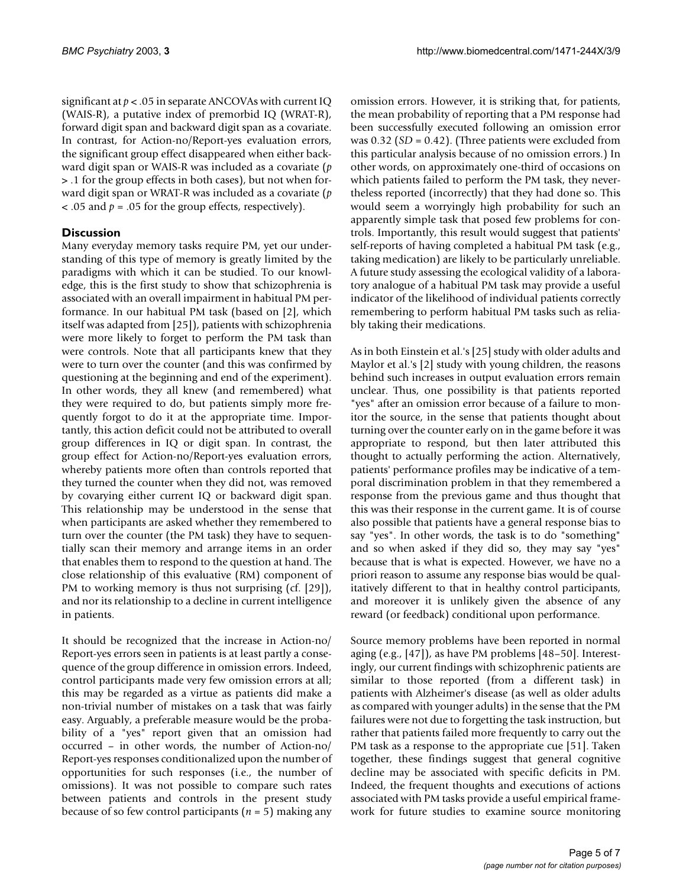significant at $p < .05$ in separate ANCOVAs with current IQ (WAIS-R), a putative index of premorbid IQ (WRAT-R), forward digit span and backward digit span as a covariate. In contrast, for Action-no/Report-yes evaluation errors, the significant group effect disappeared when either backward digit span or WAIS-R was included as a covariate ($p > .1$ for the group effects in both cases), but not when forward digit span or WRAT-R was included as a covariate ($p < .05$ and $p = .05$ for the group effects, respectively).

## Discussion

Many everyday memory tasks require PM, yet our understanding of this type of memory is greatly limited by the paradigms with which it can be studied. To our knowledge, this is the first study to show that schizophrenia is associated with an overall impairment in habitual PM performance. In our habitual PM task (based on [2], which itself was adapted from [25]), patients with schizophrenia were more likely to forget to perform the PM task than were controls. Note that all participants knew that they were to turn over the counter (and this was confirmed by questioning at the beginning and end of the experiment). In other words, they all knew (and remembered) what they were required to do, but patients simply more frequently forgot to do it at the appropriate time. Importantly, this action deficit could not be attributed to overall group differences in IQ or digit span. In contrast, the group effect for Action-no/Report-yes evaluation errors, whereby patients more often than controls reported that they turned the counter when they did not, was removed by covarying either current IQ or backward digit span. This relationship may be understood in the sense that when participants are asked whether they remembered to turn over the counter (the PM task) they have to sequentially scan their memory and arrange items in an order that enables them to respond to the question at hand. The close relationship of this evaluative (RM) component of PM to working memory is thus not surprising (cf. [29]), and nor its relationship to a decline in current intelligence in patients.

It should be recognized that the increase in Action-no/Report-yes errors seen in patients is at least partly a consequence of the group difference in omission errors. Indeed, control participants made very few omission errors at all; this may be regarded as a virtue as patients did make a non-trivial number of mistakes on a task that was fairly easy. Arguably, a preferable measure would be the probability of a "yes" report given that an omission had occurred – in other words, the number of Action-no/Report-yes responses conditionalized upon the number of opportunities for such responses (i.e., the number of omissions). It was not possible to compare such rates between patients and controls in the present study because of so few control participants ($n = 5$) making any omission errors. However, it is striking that, for patients, the mean probability of reporting that a PM response had been successfully executed following an omission error was 0.32 ($SD = 0.42$). (Three patients were excluded from this particular analysis because of no omission errors.) In other words, on approximately one-third of occasions on which patients failed to perform the PM task, they nevertheless reported (incorrectly) that they had done so. This would seem a worryingly high probability for such an apparently simple task that posed few problems for controls. Importantly, this result would suggest that patients' self-reports of having completed a habitual PM task (e.g., taking medication) are likely to be particularly unreliable. A future study assessing the ecological validity of a laboratory analogue of a habitual PM task may provide a useful indicator of the likelihood of individual patients correctly remembering to perform habitual PM tasks such as reliably taking their medications.

As in both Einstein et al.'s [25] study with older adults and Maylor et al.'s [2] study with young children, the reasons behind such increases in output evaluation errors remain unclear. Thus, one possibility is that patients reported "yes" after an omission error because of a failure to monitor the source, in the sense that patients thought about turning over the counter early on in the game before it was appropriate to respond, but then later attributed this thought to actually performing the action. Alternatively, patients' performance profiles may be indicative of a temporal discrimination problem in that they remembered a response from the previous game and thus thought that this was their response in the current game. It is of course also possible that patients have a general response bias to say "yes". In other words, the task is to do "something" and so when asked if they did so, they may say "yes" because that is what is expected. However, we have no a priori reason to assume any response bias would be qualitatively different to that in healthy control participants, and moreover it is unlikely given the absence of any reward (or feedback) conditional upon performance.

Source memory problems have been reported in normal aging (e.g., [47]), as have PM problems [48–50]. Interestingly, our current findings with schizophrenic patients are similar to those reported (from a different task) in patients with Alzheimer's disease (as well as older adults as compared with younger adults) in the sense that the PM failures were not due to forgetting the task instruction, but rather that patients failed more frequently to carry out the PM task as a response to the appropriate cue [51]. Taken together, these findings suggest that general cognitive decline may be associated with specific deficits in PM. Indeed, the frequent thoughts and executions of actions associated with PM tasks provide a useful empirical framework for future studies to examine source monitoring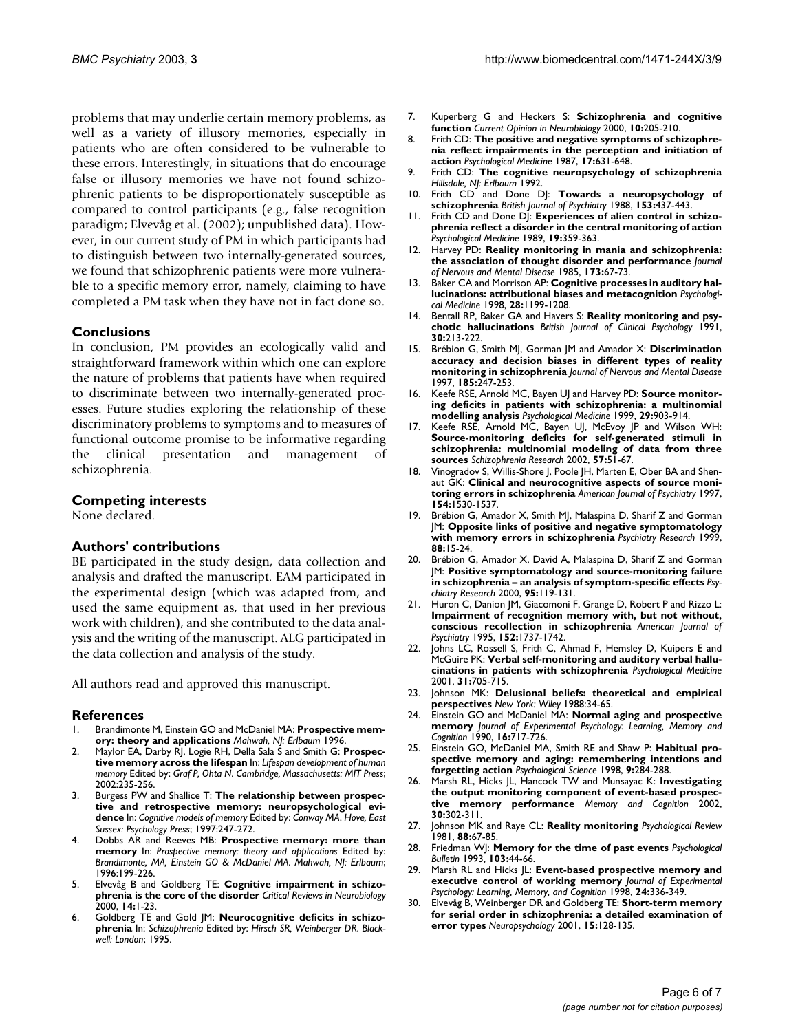problems that may underlie certain memory problems, as well as a variety of illusory memories, especially in patients who are often considered to be vulnerable to these errors. Interestingly, in situations that do encourage false or illusory memories we have not found schizophrenic patients to be disproportionately susceptible as compared to control participants (e.g., false recognition paradigm; Elvevåg et al. (2002); unpublished data). However, in our current study of PM in which participants had to distinguish between two internally-generated sources, we found that schizophrenic patients were more vulnerable to a specific memory error, namely, claiming to have completed a PM task when they have not in fact done so.

## Conclusions

In conclusion, PM provides an ecologically valid and straightforward framework within which one can explore the nature of problems that patients have when required to discriminate between two internally-generated processes. Future studies exploring the relationship of these discriminatory problems to symptoms and to measures of functional outcome promise to be informative regarding the clinical presentation and management of schizophrenia.

## Competing interests

None declared.

## Authors' contributions

BE participated in the study design, data collection and analysis and drafted the manuscript. EAM participated in the experimental design (which was adapted from, and used the same equipment as, that used in her previous work with children), and she contributed to the data analysis and the writing of the manuscript. ALG participated in the data collection and analysis of the study.

All authors read and approved this manuscript.

## References

1. Brandimonte M, Einstein GO and McDaniel MA: **Prospective memory: theory and applications** *Mahwah, NJ: Erlbaum* 1996.
2. Maylor EA, Darby RJ, Logie RH, Della Sala S and Smith G: **Prospective memory across the lifespan** In: *Lifespan development of human memory* Edited by: *Graf P, Ohta N. Cambridge, Massachusetts: MIT Press*; 2002:235-256.
3. Burgess PW and Shallice T: **The relationship between prospective and retrospective memory: neuropsychological evidence** In: *Cognitive models of memory* Edited by: *Conway MA. Hove, East Sussex: Psychology Press*; 1997:247-272.
4. Dobbs AR and Reeves MB: **Prospective memory: more than memory** In: *Prospective memory: theory and applications* Edited by: *Brandimonte, MA, Einstein GO & McDaniel MA. Mahwah, NJ: Erlbaum*; 1996:199-226.
5. Elvevåg B and Goldberg TE: **Cognitive impairment in schizophrenia is the core of the disorder** *Critical Reviews in Neurobiology* 2000, **14:**1-23.
6. Goldberg TE and Gold JM: **Neurocognitive deficits in schizophrenia** In: *Schizophrenia* Edited by: *Hirsch SR, Weinberger DR. Blackwell: London*; 1995.
7. Kuperberg G and Heckers S: **Schizophrenia and cognitive function** *Current Opinion in Neurobiology* 2000, **10:**205-210.
8. Frith CD: **The positive and negative symptoms of schizophrenia reflect impairments in the perception and initiation of action** *Psychological Medicine* 1987, **17:**631-648.
9. Frith CD: **The cognitive neuropsychology of schizophrenia** *Hillsdale, NJ: Erlbaum* 1992.
10. Frith CD and Done DJ: **Towards a neuropsychology of schizophrenia** *British Journal of Psychiatry* 1988, **153:**437-443.
11. Frith CD and Done DJ: **Experiences of alien control in schizophrenia reflect a disorder in the central monitoring of action** *Psychological Medicine* 1989, **19:**359-363.
12. Harvey PD: **Reality monitoring in mania and schizophrenia: the association of thought disorder and performance** *Journal of Nervous and Mental Disease* 1985, **173:**67-73.
13. Baker CA and Morrison AP: **Cognitive processes in auditory hallucinations: attributional biases and metacognition** *Psychological Medicine* 1998, **28:**1199-1208.
14. Bentall RP, Baker GA and Havers S: **Reality monitoring and psychotic hallucinations** *British Journal of Clinical Psychology* 1991, **30:**213-222.
15. Brébion G, Smith MJ, Gorman JM and Amador X: **Discrimination accuracy and decision biases in different types of reality monitoring in schizophrenia** *Journal of Nervous and Mental Disease* 1997, **185:**247-253.
16. Keefe RSE, Arnold MC, Bayen UJ and Harvey PD: **Source monitoring deficits in patients with schizophrenia: a multinomial modelling analysis** *Psychological Medicine* 1999, **29:**903-914.
17. Keefe RSE, Arnold MC, Bayen UJ, McEvoy JP and Wilson WH: **Source-monitoring deficits for self-generated stimuli in schizophrenia: multinomial modeling of data from three sources** *Schizophrenia Research* 2002, **57:**51-67.
18. Vinogradov S, Willis-Shore J, Poole JH, Marten E, Ober BA and Shenaut GK: **Clinical and neurocognitive aspects of source monitoring errors in schizophrenia** *American Journal of Psychiatry* 1997, **154:**1530-1537.
19. Brébion G, Amador X, Smith MJ, Malaspina D, Sharif Z and Gorman JM: **Opposite links of positive and negative symptomatology with memory errors in schizophrenia** *Psychiatry Research* 1999, **88:**15-24.
20. Brébion G, Amador X, David A, Malaspina D, Sharif Z and Gorman JM: **Positive symptomatology and source-monitoring failure in schizophrenia – an analysis of symptom-specific effects** *Psychiatry Research* 2000, **95:**119-131.
21. Huron C, Danion JM, Giacomoni F, Grange D, Robert P and Rizzo L: **Impairment of recognition memory with, but not without, conscious recollection in schizophrenia** *American Journal of Psychiatry* 1995, **152:**1737-1742.
22. Johns LC, Rossell S, Frith C, Ahmad F, Hemsley D, Kuipers E and McGuire PK: **Verbal self-monitoring and auditory verbal hallucinations in patients with schizophrenia** *Psychological Medicine* 2001, **31:**705-715.
23. Johnson MK: **Delusional beliefs: theoretical and empirical perspectives** *New York: Wiley* 1988:34-65.
24. Einstein GO and McDaniel MA: **Normal aging and prospective memory** *Journal of Experimental Psychology: Learning, Memory and Cognition* 1990, **16:**717-726.
25. Einstein GO, McDaniel MA, Smith RE and Shaw P: **Habitual prospective memory and aging: remembering intentions and forgetting action** *Psychological Science* 1998, **9:**284-288.
26. Marsh RL, Hicks JL, Hancock TW and Munsayac K: **Investigating the output monitoring component of event-based prospective memory performance** *Memory and Cognition* 2002, **30:**302-311.
27. Johnson MK and Raye CL: **Reality monitoring** *Psychological Review* 1981, **88:**67-85.
28. Friedman WJ: **Memory for the time of past events** *Psychological Bulletin* 1993, **103:**44-66.
29. Marsh RL and Hicks JL: **Event-based prospective memory and executive control of working memory** *Journal of Experimental Psychology: Learning, Memory, and Cognition* 1998, **24:**336-349.
30. Elvevåg B, Weinberger DR and Goldberg TE: **Short-term memory for serial order in schizophrenia: a detailed examination of error types** *Neuropsychology* 2001, **15:**128-135.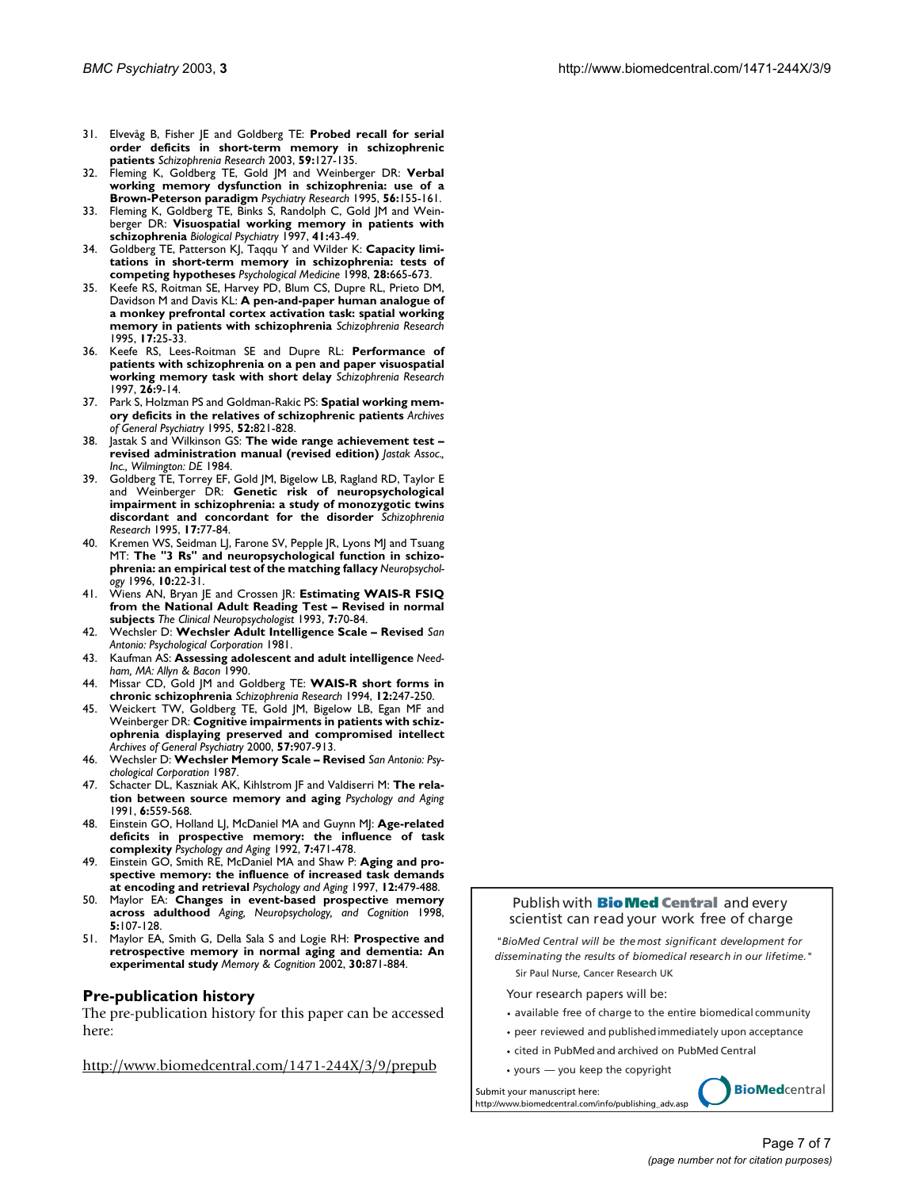31. Elvevåg B, Fisher JE and Goldberg TE: **Probed recall for serial order deficits in short-term memory in schizophrenic patients** *Schizophrenia Research* 2003, **59:**127-135.
32. Fleming K, Goldberg TE, Gold JM and Weinberger DR: **Verbal working memory dysfunction in schizophrenia: use of a Brown-Peterson paradigm** *Psychiatry Research* 1995, **56:**155-161.
33. Fleming K, Goldberg TE, Binks S, Randolph C, Gold JM and Weinberger DR: **Visuospatial working memory in patients with schizophrenia** *Biological Psychiatry* 1997, **41:**43-49.
34. Goldberg TE, Patterson KJ, Taqqu Y and Wilder K: **Capacity limitations in short-term memory in schizophrenia: tests of competing hypotheses** *Psychological Medicine* 1998, **28:**665-673.
35. Keefe RS, Roitman SE, Harvey PD, Blum CS, Dupre RL, Prieto DM, Davidson M and Davis KL: **A pen-and-paper human analogue of a monkey prefrontal cortex activation task: spatial working memory in patients with schizophrenia** *Schizophrenia Research* 1995, **17:**25-33.
36. Keefe RS, Lees-Roitman SE and Dupre RL: **Performance of patients with schizophrenia on a pen and paper visuospatial working memory task with short delay** *Schizophrenia Research* 1997, **26:**9-14.
37. Park S, Holzman PS and Goldman-Rakic PS: **Spatial working memory deficits in the relatives of schizophrenic patients** *Archives of General Psychiatry* 1995, **52:**821-828.
38. Jastak S and Wilkinson GS: **The wide range achievement test – revised administration manual (revised edition)** *Jastak Assoc., Inc., Wilmington: DE* 1984.
39. Goldberg TE, Torrey EF, Gold JM, Bigelow LB, Ragland RD, Taylor E and Weinberger DR: **Genetic risk of neuropsychological impairment in schizophrenia: a study of monozygotic twins discordant and concordant for the disorder** *Schizophrenia Research* 1995, **17:**77-84.
40. Kremen WS, Seidman LJ, Farone SV, Pepple JR, Lyons MJ and Tsuang MT: **The "3 Rs" and neuropsychological function in schizophrenia: an empirical test of the matching fallacy** *Neuropsychology* 1996, **10:**22-31.
41. Wiens AN, Bryan JE and Crossen JR: **Estimating WAIS-R FSIQ from the National Adult Reading Test – Revised in normal subjects** *The Clinical Neuropsychologist* 1993, **7:**70-84.
42. Wechsler D: **Wechsler Adult Intelligence Scale – Revised** *San Antonio: Psychological Corporation* 1981.
43. Kaufman AS: **Assessing adolescent and adult intelligence** *Needham, MA: Allyn & Bacon* 1990.
44. Missar CD, Gold JM and Goldberg TE: **WAIS-R short forms in chronic schizophrenia** *Schizophrenia Research* 1994, **12:**247-250.
45. Weickert TW, Goldberg TE, Gold JM, Bigelow LB, Egan MF and Weinberger DR: **Cognitive impairments in patients with schizophrenia displaying preserved and compromised intellect** *Archives of General Psychiatry* 2000, **57:**907-913.
46. Wechsler D: **Wechsler Memory Scale – Revised** *San Antonio: Psychological Corporation* 1987.
47. Schacter DL, Kaszniak AK, Kihlstrom JF and Valdiserri M: **The relation between source memory and aging** *Psychology and Aging* 1991, **6:**559-568.
48. Einstein GO, Holland LJ, McDaniel MA and Guynn MJ: **Age-related deficits in prospective memory: the influence of task complexity** *Psychology and Aging* 1992, **7:**471-478.
49. Einstein GO, Smith RE, McDaniel MA and Shaw P: **Aging and prospective memory: the influence of increased task demands at encoding and retrieval** *Psychology and Aging* 1997, **12:**479-488.
50. Maylor EA: **Changes in event-based prospective memory across adulthood** *Aging, Neuropsychology, and Cognition* 1998, **5:**107-128.
51. Maylor EA, Smith G, Della Sala S and Logie RH: **Prospective and retrospective memory in normal aging and dementia: An experimental study** *Memory & Cognition* 2002, **30:**871-884.

## Pre-publication history

The pre-publication history for this paper can be accessed here:

http://www.biomedcentral.com/1471-244X/3/9/prepub

Publish with **BioMed Central** and every scientist can read your work free of charge

*"BioMed Central will be the most significant development for disseminating the results of biomedical research in our lifetime."*

Sir Paul Nurse, Cancer Research UK

Your research papers will be:

- available free of charge to the entire biomedical community
- peer reviewed and published immediately upon acceptance
- cited in PubMed and archived on PubMed Central
- yours — you keep the copyright

Submit your manuscript here:
http://www.biomedcentral.com/info/publishing_adv.asp

BioMedcentral